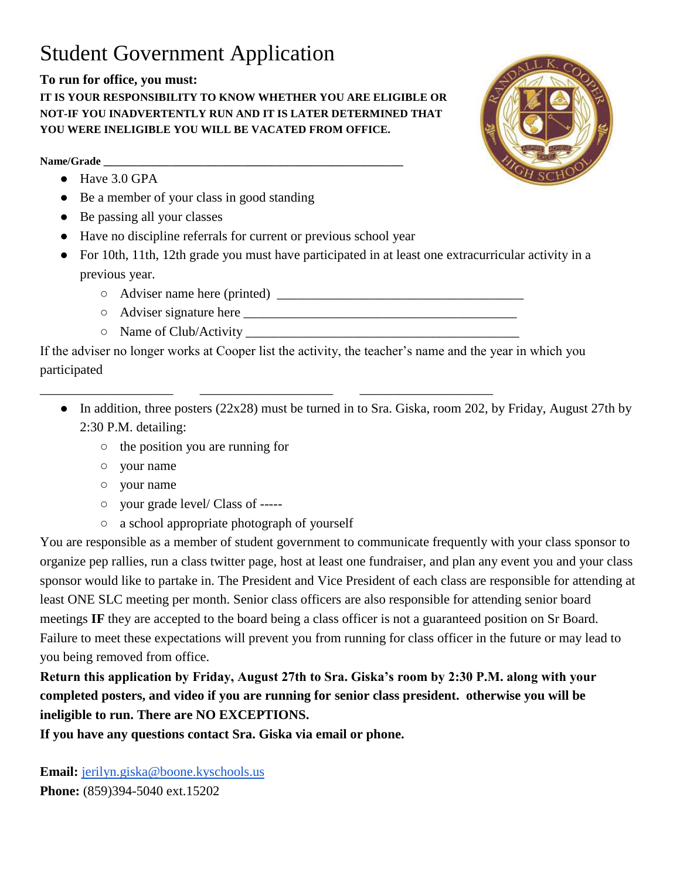# Student Government Application

**To run for office, you must:**

**IT IS YOUR RESPONSIBILITY TO KNOW WHETHER YOU ARE ELIGIBLE OR NOT-IF YOU INADVERTENTLY RUN AND IT IS LATER DETERMINED THAT YOU WERE INELIGIBLE YOU WILL BE VACATED FROM OFFICE.**

**Name/Grade** ___________________________________________________

- Have 3.0 GPA
- Be a member of your class in good standing
- Be passing all your classes
- Have no discipline referrals for current or previous school year
- For 10th, 11th, 12th grade you must have participated in at least one extracurricular activity in a previous year.
  - Adviser name here (printed) ______________________________________
  - Adviser signature here __________________________________________
  - Name of Club/Activity __________________________________________

If the adviser no longer works at Cooper list the activity, the teacher's name and the year in which you participated

____________________ ____________________ ____________________

- In addition, three posters (22x28) must be turned in to Sra. Giska, room 202, by Friday, August 27th by 2:30 P.M. detailing:
  - the position you are running for
  - your name
  - your name
  - your grade level/ Class of -----
  - a school appropriate photograph of yourself

You are responsible as a member of student government to communicate frequently with your class sponsor to organize pep rallies, run a class twitter page, host at least one fundraiser, and plan any event you and your class sponsor would like to partake in. The President and Vice President of each class are responsible for attending at least ONE SLC meeting per month. Senior class officers are also responsible for attending senior board meetings **IF** they are accepted to the board being a class officer is not a guaranteed position on Sr Board. Failure to meet these expectations will prevent you from running for class officer in the future or may lead to you being removed from office.

**Return this application by Friday, August 27th to Sra. Giska's room by 2:30 P.M. along with your completed posters, and video if you are running for senior class president. otherwise you will be ineligible to run. There are NO EXCEPTIONS.**

**If you have any questions contact Sra. Giska via email or phone.**

**Email:** jerilyn.giska@boone.kyschools.us
**Phone:** (859)394-5040 ext.15202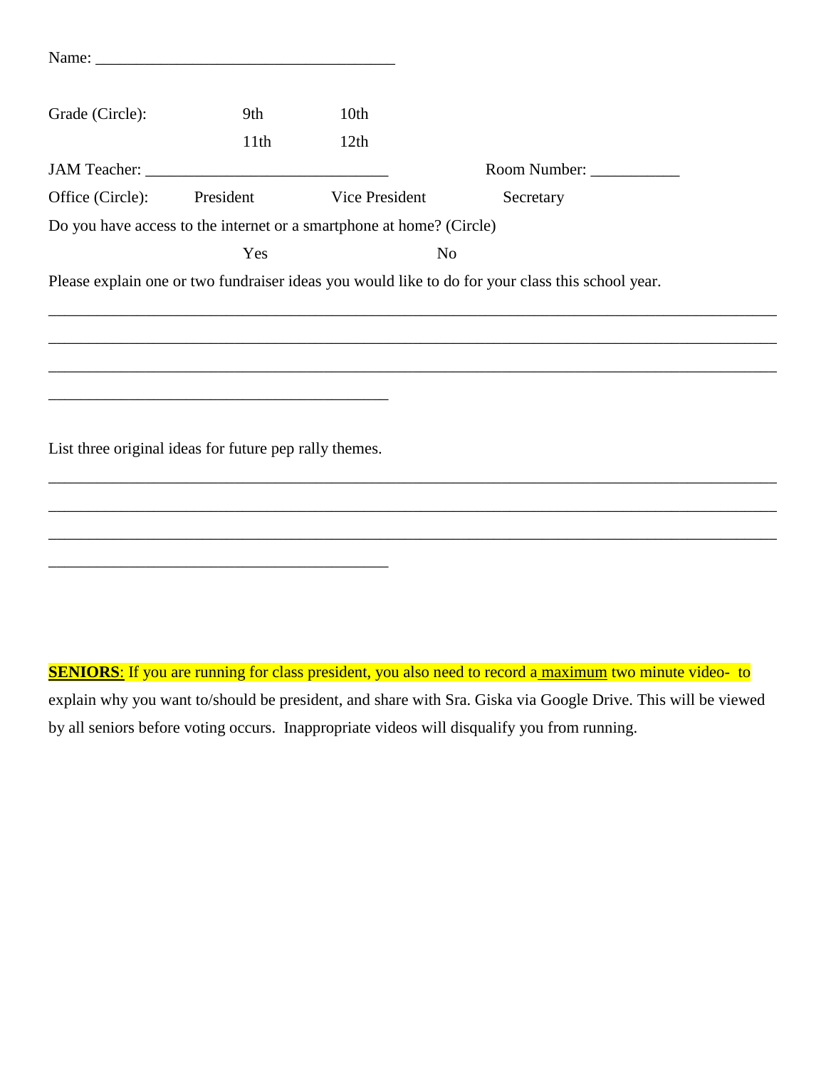Name: ____________________________________

Grade (Circle): 9th 10th

11th 12th

JAM Teacher: ______________________________ Room Number: ___________

Office (Circle): President Vice President Secretary

Do you have access to the internet or a smartphone at home? (Circle)

Yes No

Please explain one or two fundraiser ideas you would like to do for your class this school year.

_______________________________________________________________________________________

_______________________________________________________________________________________

_______________________________________________________________________________________

_________________________________________

List three original ideas for future pep rally themes.

_______________________________________________________________________________________

_______________________________________________________________________________________

_______________________________________________________________________________________

_________________________________________

**SENIORS**: If you are running for class president, you also need to record a maximum two minute video- to explain why you want to/should be president, and share with Sra. Giska via Google Drive. This will be viewed by all seniors before voting occurs. Inappropriate videos will disqualify you from running.